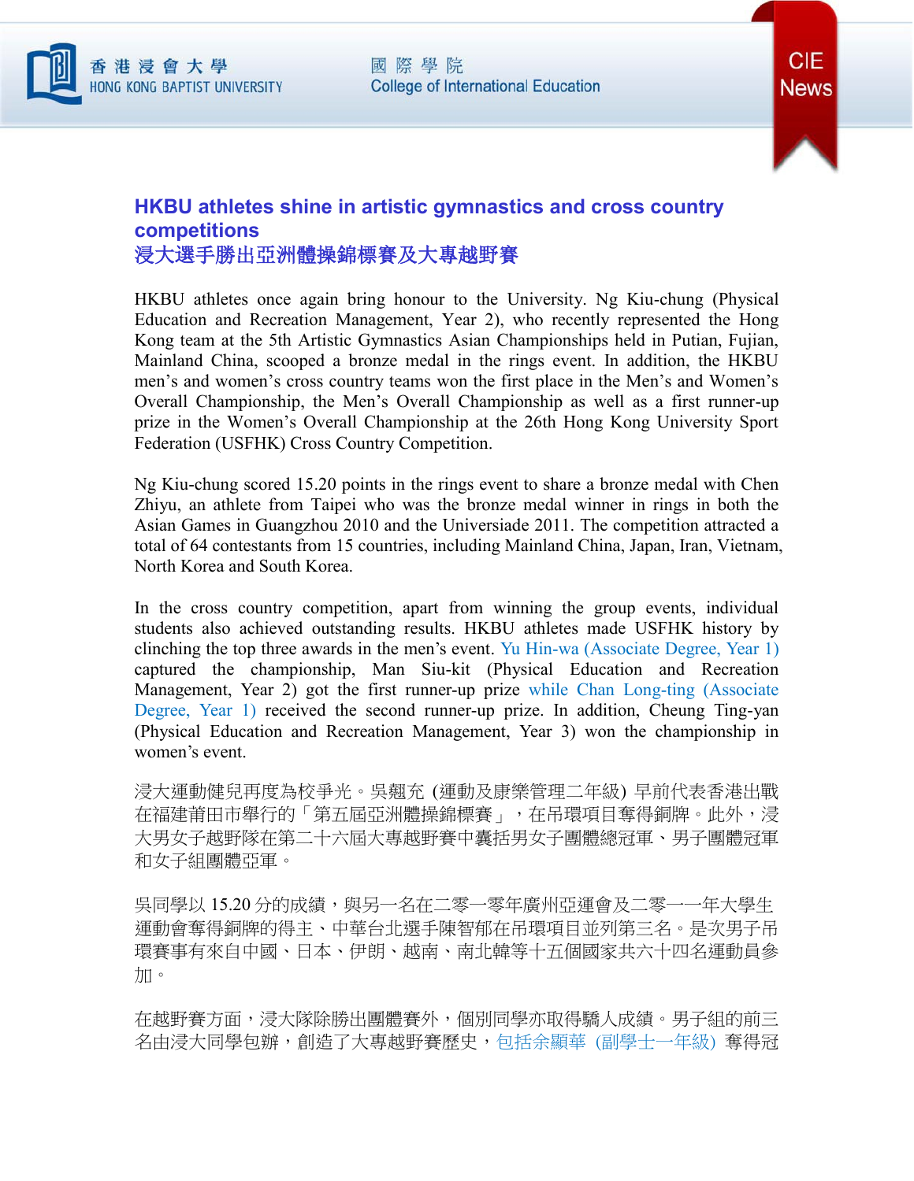# HKBU athletes shine in artistic gymnastics and cross country competitions
# 浸大選手勝出亞洲體操錦標賽及大專越野賽

HKBU athletes once again bring honour to the University. Ng Kiu-chung (Physical Education and Recreation Management, Year 2), who recently represented the Hong Kong team at the 5th Artistic Gymnastics Asian Championships held in Putian, Fujian, Mainland China, scooped a bronze medal in the rings event. In addition, the HKBU men's and women's cross country teams won the first place in the Men's and Women's Overall Championship, the Men's Overall Championship as well as a first runner-up prize in the Women's Overall Championship at the 26th Hong Kong University Sport Federation (USFHK) Cross Country Competition.

Ng Kiu-chung scored 15.20 points in the rings event to share a bronze medal with Chen Zhiyu, an athlete from Taipei who was the bronze medal winner in rings in both the Asian Games in Guangzhou 2010 and the Universiade 2011. The competition attracted a total of 64 contestants from 15 countries, including Mainland China, Japan, Iran, Vietnam, North Korea and South Korea.

In the cross country competition, apart from winning the group events, individual students also achieved outstanding results. HKBU athletes made USFHK history by clinching the top three awards in the men's event. Yu Hin-wa (Associate Degree, Year 1) captured the championship, Man Siu-kit (Physical Education and Recreation Management, Year 2) got the first runner-up prize while Chan Long-ting (Associate Degree, Year 1) received the second runner-up prize. In addition, Cheung Ting-yan (Physical Education and Recreation Management, Year 3) won the championship in women's event.

浸大運動健兒再度為校爭光。吳翹充 (運動及康樂管理二年級) 早前代表香港出戰在福建莆田市舉行的「第五屆亞洲體操錦標賽」，在吊環項目奪得銅牌。此外，浸大男女子越野隊在第二十六屆大專越野賽中囊括男女子團體總冠軍、男子團體冠軍和女子組團體亞軍。

吳同學以 15.20 分的成績，與另一名在二零一零年廣州亞運會及二零一一年大學生運動會奪得銅牌的得主、中華台北選手陳智郁在吊環項目並列第三名。是次男子吊環賽事有來自中國、日本、伊朗、越南、南北韓等十五個國家共六十四名運動員參加。

在越野賽方面，浸大隊除勝出團體賽外，個別同學亦取得驕人成績。男子組的前三名由浸大同學包辦，創造了大專越野賽歷史，包括余顯華 (副學士一年級) 奪得冠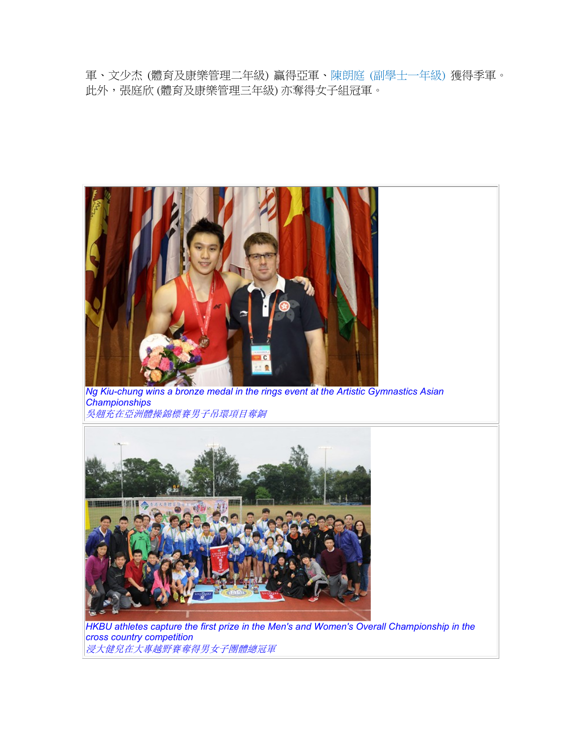軍、文少杰 (體育及康樂管理二年級) 贏得亞軍、陳朗庭 (副學士一年級) 獲得季軍。此外，張庭欣 (體育及康樂管理三年級) 亦奪得女子組冠軍。

*Ng Kiu-chung wins a bronze medal in the rings event at the Artistic Gymnastics Asian Championships*
*吳翹充在亞洲體操錦標賽男子吊環項目奪銅*

*HKBU athletes capture the first prize in the Men's and Women's Overall Championship in the cross country competition*
*浸大健兒在大專越野賽奪得男女子團體總冠軍*